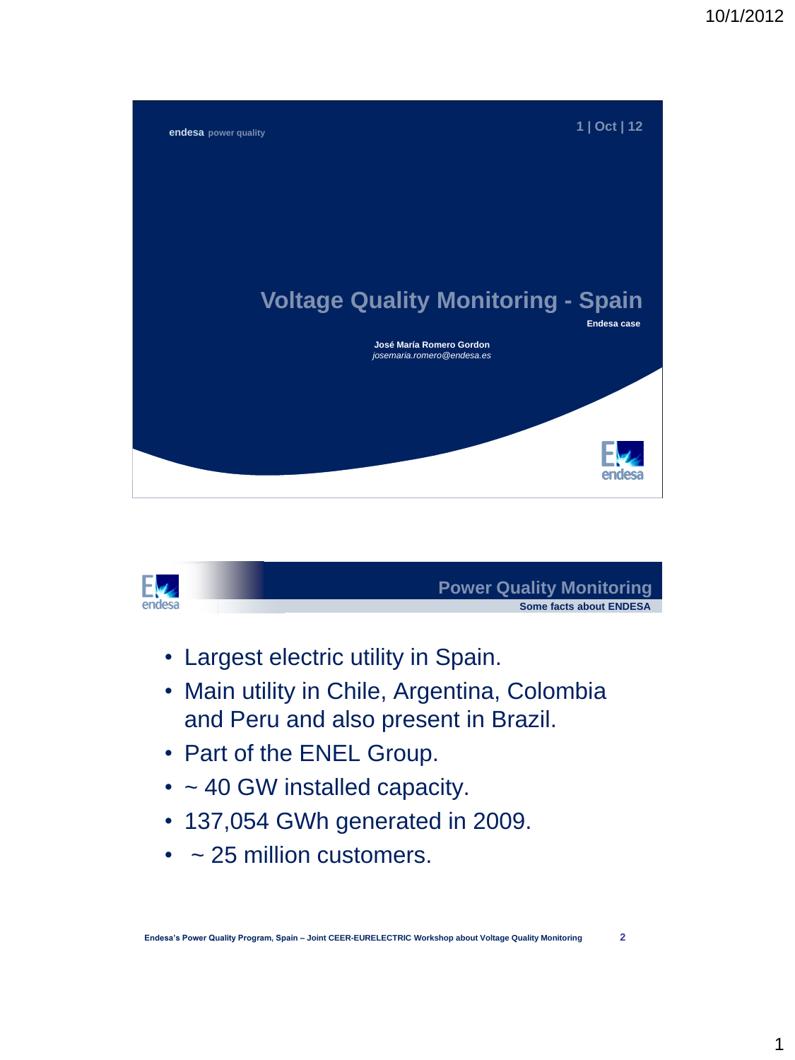endesa power quality

1 | Oct | 12

# Voltage Quality Monitoring - Spain

**Endesa case**

**José María Romero Gordon**
*josemaria.romero@endesa.es*

endesa

---

## Power Quality Monitoring

**Some facts about ENDESA**

- Largest electric utility in Spain.
- Main utility in Chile, Argentina, Colombia and Peru and also present in Brazil.
- Part of the ENEL Group.
- ~ 40 GW installed capacity.
- 137,054 GWh generated in 2009.
- ~ 25 million customers.

**Endesa's Power Quality Program, Spain – Joint CEER-EURELECTRIC Workshop about Voltage Quality Monitoring**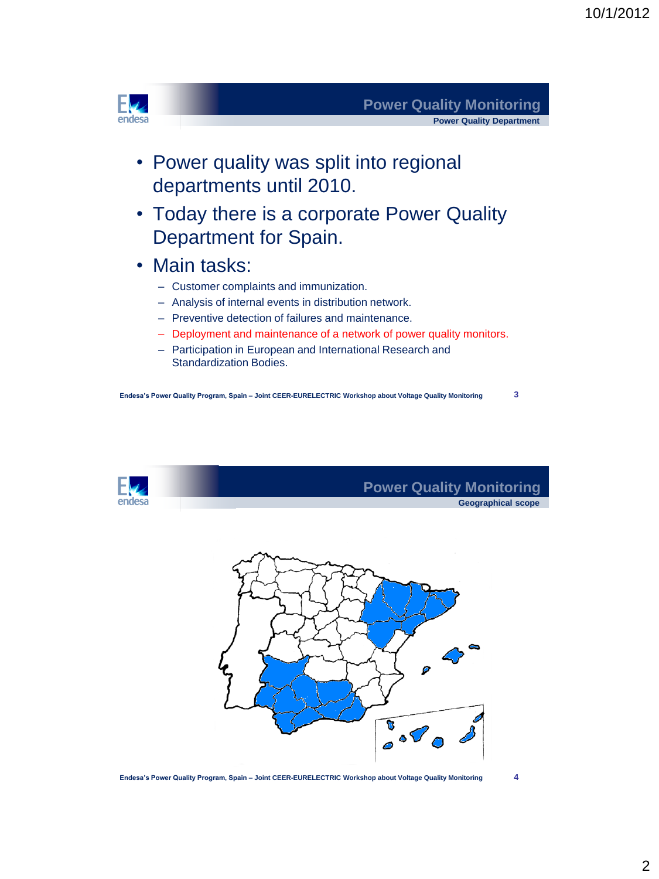## Power Quality Monitoring

### Power Quality Department

- Power quality was split into regional departments until 2010.
- Today there is a corporate Power Quality Department for Spain.
- Main tasks:
  - Customer complaints and immunization.
  - Analysis of internal events in distribution network.
  - Preventive detection of failures and maintenance.
  - Deployment and maintenance of a network of power quality monitors.
  - Participation in European and International Research and Standardization Bodies.

Endesa's Power Quality Program, Spain – Joint CEER-EURELECTRIC Workshop about Voltage Quality Monitoring

## Power Quality Monitoring

### Geographical scope

Endesa's Power Quality Program, Spain – Joint CEER-EURELECTRIC Workshop about Voltage Quality Monitoring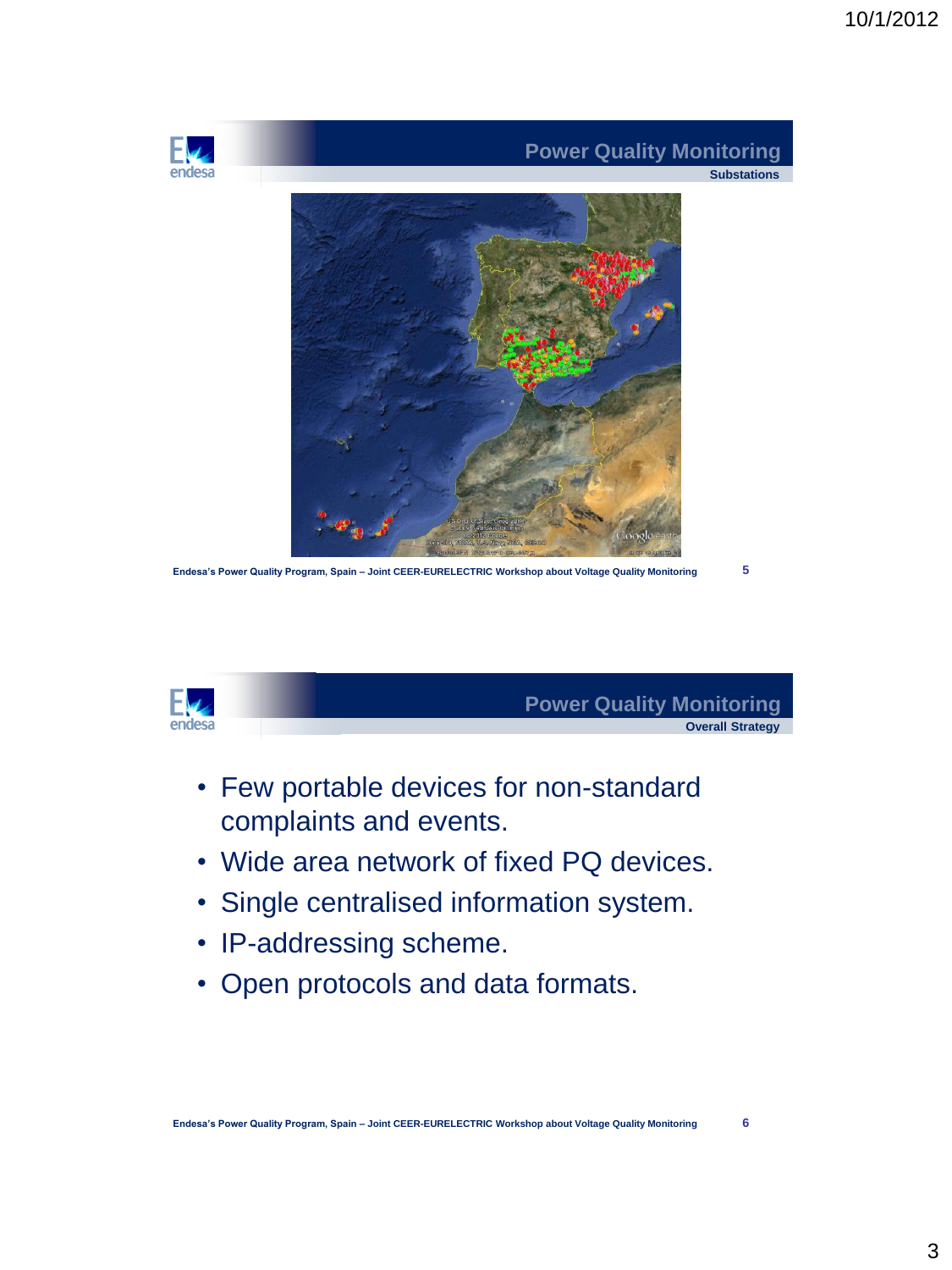## Power Quality Monitoring

### Substations

Endesa's Power Quality Program, Spain – Joint CEER-EURELECTRIC Workshop about Voltage Quality Monitoring

## Power Quality Monitoring

### Overall Strategy

- Few portable devices for non-standard complaints and events.
- Wide area network of fixed PQ devices.
- Single centralised information system.
- IP-addressing scheme.
- Open protocols and data formats.

Endesa's Power Quality Program, Spain – Joint CEER-EURELECTRIC Workshop about Voltage Quality Monitoring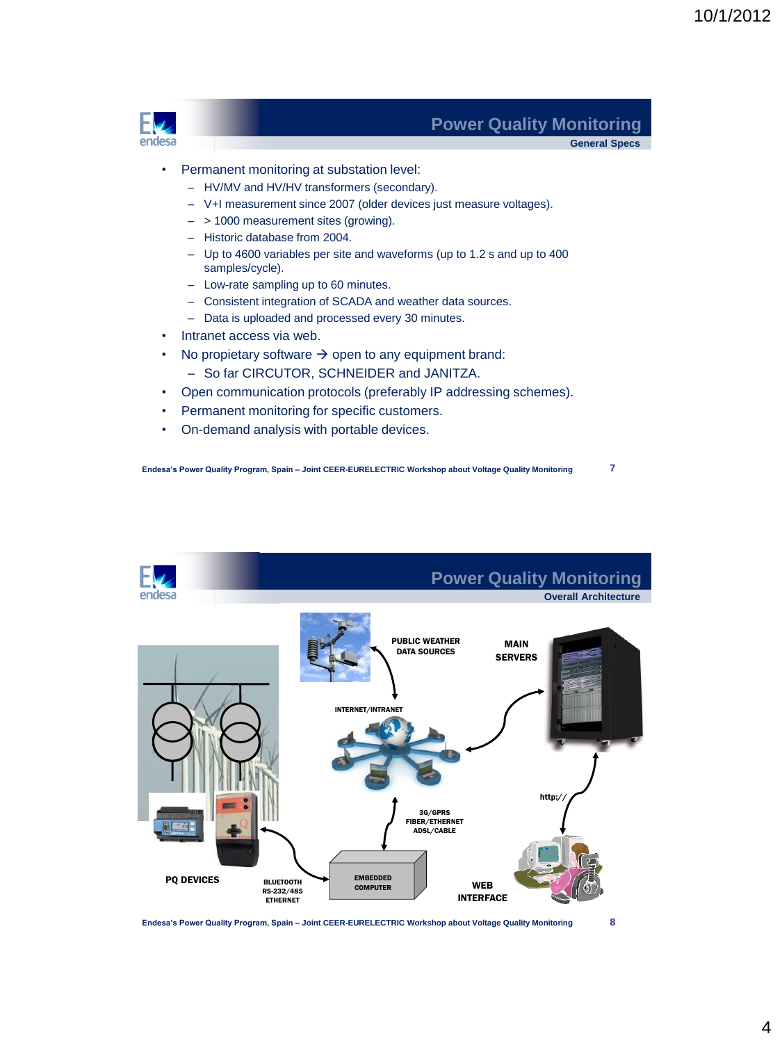## Power Quality Monitoring

### General Specs

- Permanent monitoring at substation level:
  - HV/MV and HV/HV transformers (secondary).
  - V+I measurement since 2007 (older devices just measure voltages).
  - > 1000 measurement sites (growing).
  - Historic database from 2004.
  - Up to 4600 variables per site and waveforms (up to 1.2 s and up to 400 samples/cycle).
  - Low-rate sampling up to 60 minutes.
  - Consistent integration of SCADA and weather data sources.
  - Data is uploaded and processed every 30 minutes.
- Intranet access via web.
- No propietary software → open to any equipment brand:
  - So far CIRCUTOR, SCHNEIDER and JANITZA.
- Open communication protocols (preferably IP addressing schemes).
- Permanent monitoring for specific customers.
- On-demand analysis with portable devices.

Endesa's Power Quality Program, Spain – Joint CEER-EURELECTRIC Workshop about Voltage Quality Monitoring

## Power Quality Monitoring

### Overall Architecture

PUBLIC WEATHER DATA SOURCES

MAIN SERVERS

INTERNET/INTRANET

http://

3G/GPRS
FIBER/ETHERNET
ADSL/CABLE

PQ DEVICES

BLUETOOTH
RS-232/485
ETHERNET

EMBEDDED COMPUTER

WEB INTERFACE

Endesa's Power Quality Program, Spain – Joint CEER-EURELECTRIC Workshop about Voltage Quality Monitoring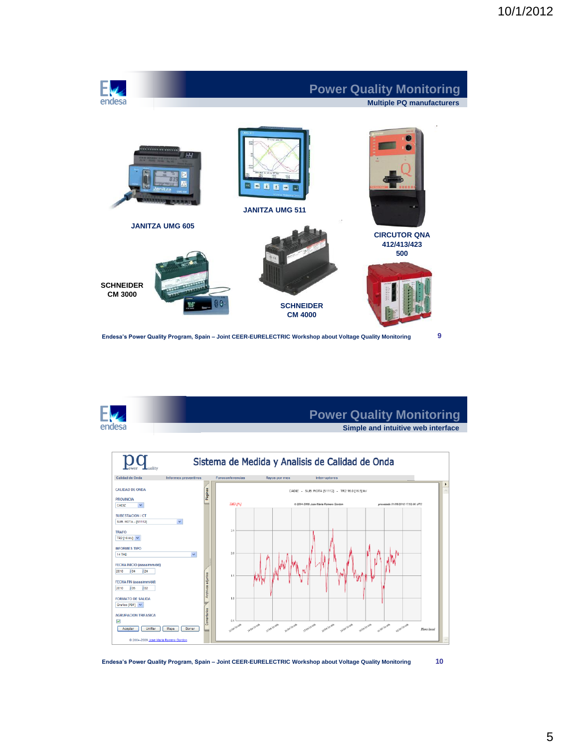## Power Quality Monitoring

### Multiple PQ manufacturers

JANITZA UMG 605

JANITZA UMG 511

CIRCUTOR QNA 412/413/423 500

SCHNEIDER CM 3000

SCHNEIDER CM 4000

Endesa's Power Quality Program, Spain – Joint CEER-EURELECTRIC Workshop about Voltage Quality Monitoring

## Power Quality Monitoring

### Simple and intuitive web interface

Sistema de Medida y Analisis de Calidad de Onda

Calidad de Onda | Informes preventivos | Foneconferencias | Rayos por mes | Interruptores

CALIDAD DE ONDA

PROVINCIA: CADIZ

SUBESTACION / CT: SUB. ROTA - [S1112]

TRAFO: TR2 [16 kV]

INFORMES TIPO: 14 THD

FECHA INICIO (aaaa/mm/dd): 2010 / 04 / 24

FECHA FIN (aaaa/mm/dd): 2010 / 05 / 02

FORMATO DE SALIDA: Grafico [PDF]

AGRUPACION TRIFASICA

Aceptar | Unificar | Mapa | Borrar

© 2004-2009 Jose Maria Romero Gordon

CADIZ - SUB. ROTA [S1112] - TR2 16.0 [16.5] kV

THD [%]

© 2004-2009 Jose Maria Romero Gordon

procesado 01/05/2010 17:52:06 UTC

2.5

2.0

1.5

1.0

0.5

Hora local

Endesa's Power Quality Program, Spain – Joint CEER-EURELECTRIC Workshop about Voltage Quality Monitoring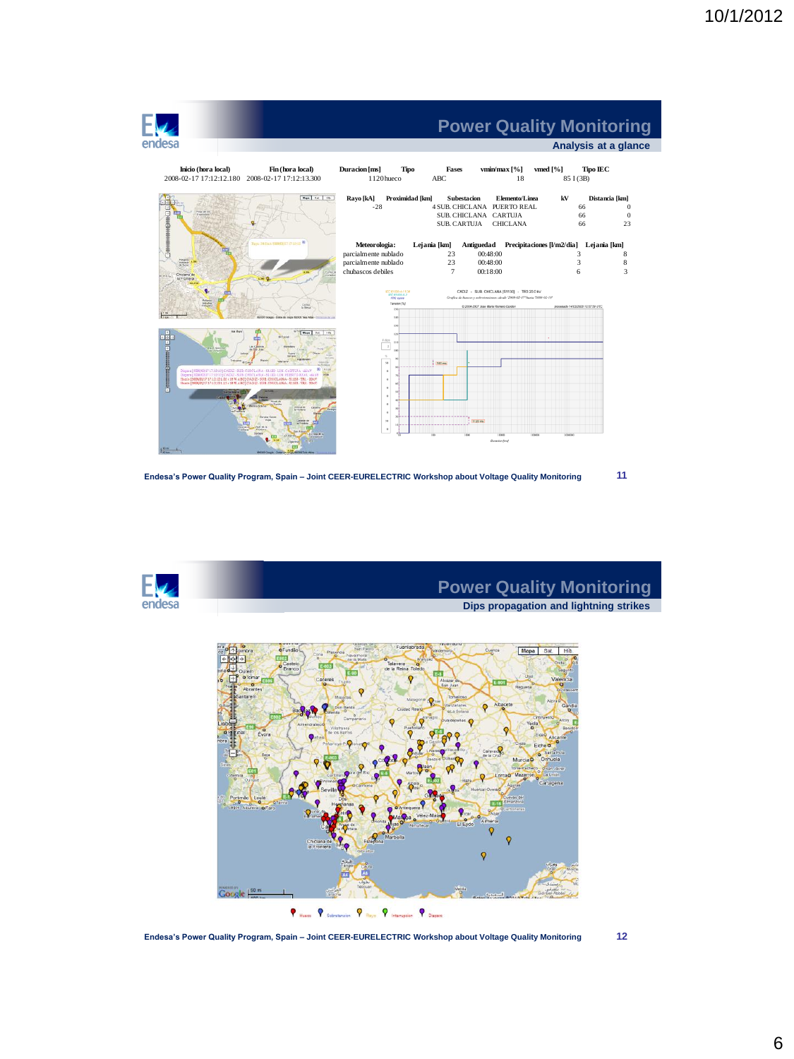## Power Quality Monitoring

### Analysis at a glance

| Inicio (hora local) | Fin (hora local) | Duracion [ms] | Tipo | Fases | vmin/max [%] | vmed [%] | Tipo IEC |
|---|---|---|---|---|---|---|---|
| 2008-02-17 17:12:12.180 | 2008-02-17 17:12:13.300 | 1120 | hueco | ABC | 18 | | 85 1 (3B) |

| Rayo [kA] | Proximidad [km] | Subestacion | Elemento/Linea | kV | Distancia [km] |
|---|---|---|---|---|---|
| -28 | 4 | SUB. CHICLANA | PUERTO REAL | 66 | 0 |
| | | SUB. CHICLANA | CARTUJA | 66 | 0 |
| | | SUB. CARTUJA | CHICLANA | 66 | 23 |

| Meteorologia: | Lejania [km] | Antiguedad | Precipitaciones [l/m2/dia] | Lejania [km] |
|---|---|---|---|---|
| parcialmente nublado | 23 | 00:48:00 | 3 | 8 |
| parcialmente nublado | 23 | 00:48:00 | 3 | 8 |
| chubascos debiles | 7 | 00:18:00 | 6 | 3 |

CAD2 - SUB. CHICLANA [S1130] - TR3 20.0 kV

Endesa's Power Quality Program, Spain – Joint CEER-EURELECTRIC Workshop about Voltage Quality Monitoring

## Power Quality Monitoring

### Dips propagation and lightning strikes

Hueco Sobretension Rayo Interrupcion Disparo

Endesa's Power Quality Program, Spain – Joint CEER-EURELECTRIC Workshop about Voltage Quality Monitoring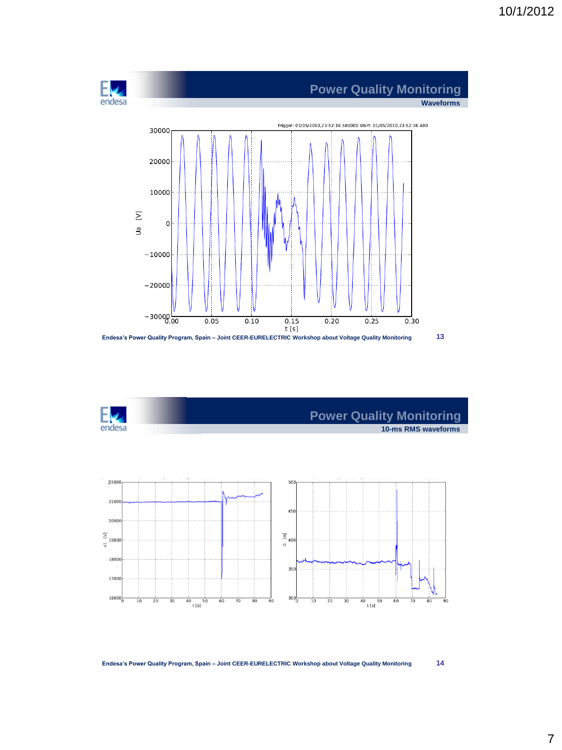## Power Quality Monitoring

### Waveforms

trigger: 01/05/2010,23:52:16.580000 start: 01/05/2010,23:52:16.480

Ua [V]

30000
20000
10000
0
−10000
−20000
−30000

0.00 0.05 0.10 0.15 0.20 0.25 0.30

t [s]

Endesa's Power Quality Program, Spain – Joint CEER-EURELECTRIC Workshop about Voltage Quality Monitoring

## Power Quality Monitoring

### 10-ms RMS waveforms

v1 [V]

22000
21000
20000
19000
18000
17000
16000

0 10 20 30 40 50 60 70 80 90

t [s]

i1 [A]

500
450
400
350
300

0 10 20 30 40 50 60 70 80 90

t [s]

Endesa's Power Quality Program, Spain – Joint CEER-EURELECTRIC Workshop about Voltage Quality Monitoring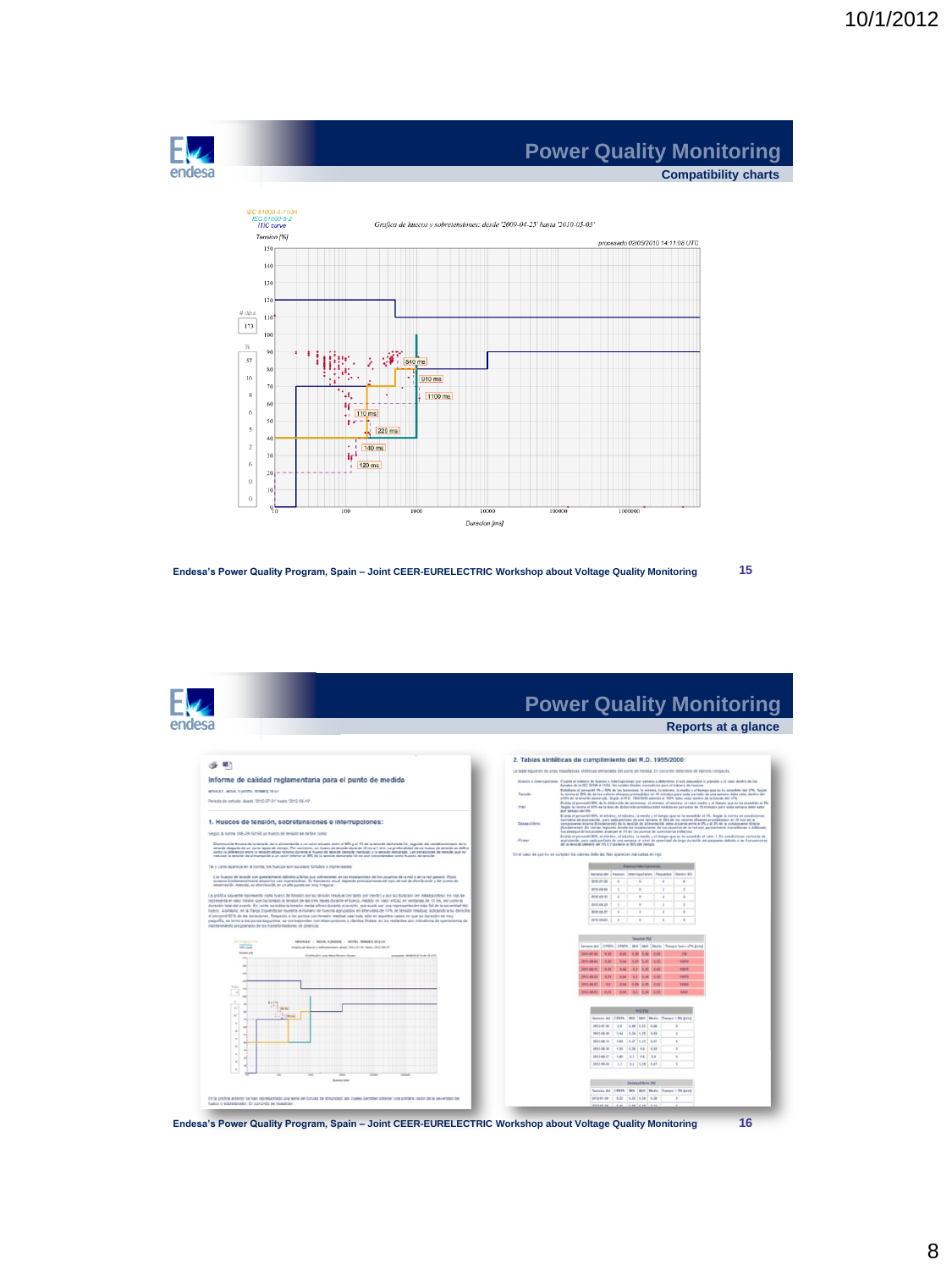## Power Quality Monitoring

### Compatibility charts

IEC 61000-4-11/34
IEC 61000-6-2
ITIC curve

Grafica de huecos y sobretensiones: desde '2009-04-25' hasta '2010-05-03'

procesado 02/05/2010 14:11:08 UTC

Tensión [%]

150
140
130
120
110
100
90
80
70
60
50
40
30
20
10
0

# ciclos
173

%
57
16
8
6
5
2
6
0
0

540 ms
910 ms
1100 ms
110 ms
220 ms
140 ms
120 ms

10
100
1000
10000
100000
1000000

Duracion [ms]

Endesa's Power Quality Program, Spain – Joint CEER-EURELECTRIC Workshop about Voltage Quality Monitoring

## Power Quality Monitoring

### Reports at a glance

Informe de calidad reglamentaria para el punto de medida

1. Huecos de tensión, sobretensiones e interrupciones:

2. Tablas sintéticas de cumplimiento del R.D. 1955/2000:

Endesa's Power Quality Program, Spain – Joint CEER-EURELECTRIC Workshop about Voltage Quality Monitoring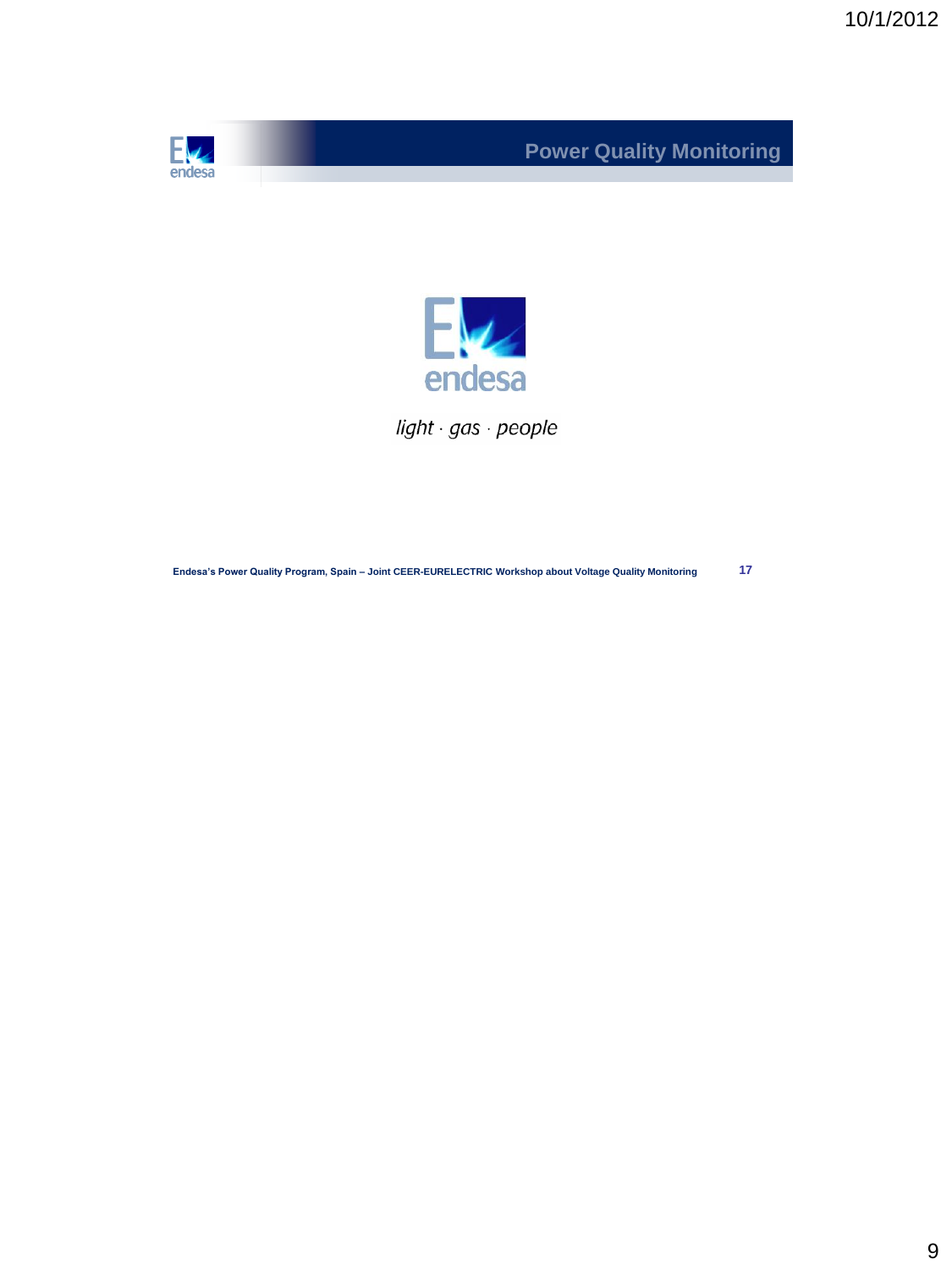## Power Quality Monitoring

endesa

*light · gas · people*

Endesa's Power Quality Program, Spain – Joint CEER-EURELECTRIC Workshop about Voltage Quality Monitoring